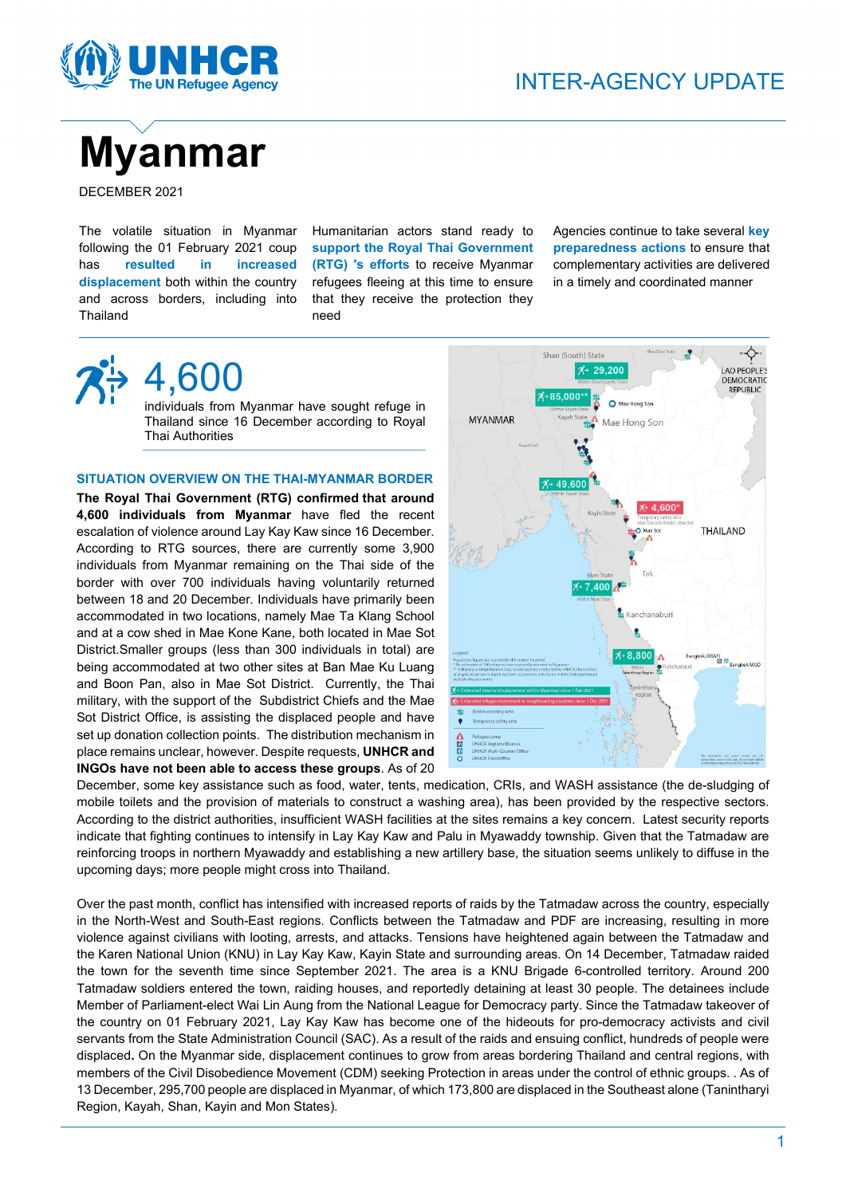INTER-AGENCY UPDATE

# Myanmar

DECEMBER 2021

The volatile situation in Myanmar following the 01 February 2021 coup has **resulted in increased displacement** both within the country and across borders, including into Thailand

Humanitarian actors stand ready to **support the Royal Thai Government (RTG) 's efforts** to receive Myanmar refugees fleeing at this time to ensure that they receive the protection they need

Agencies continue to take several **key preparedness actions** to ensure that complementary activities are delivered in a timely and coordinated manner

**4,600**

individuals from Myanmar have sought refuge in Thailand since 16 December according to Royal Thai Authorities

## SITUATION OVERVIEW ON THE THAI-MYANMAR BORDER

**The Royal Thai Government (RTG) confirmed that around 4,600 individuals from Myanmar** have fled the recent escalation of violence around Lay Kay Kaw since 16 December. According to RTG sources, there are currently some 3,900 individuals from Myanmar remaining on the Thai side of the border with over 700 individuals having voluntarily returned between 18 and 20 December. Individuals have primarily been accommodated in two locations, namely Mae Ta Klang School and at a cow shed in Mae Kone Kane, both located in Mae Sot District.Smaller groups (less than 300 individuals in total) are being accommodated at two other sites at Ban Mae Ku Luang and Boon Pan, also in Mae Sot District. Currently, the Thai military, with the support of the Subdistrict Chiefs and the Mae Sot District Office, is assisting the displaced people and have set up donation collection points. The distribution mechanism in place remains unclear, however. Despite requests, **UNHCR and INGOs have not been able to access these groups**. As of 20 December, some key assistance such as food, water, tents, medication, CRIs, and WASH assistance (the de-sludging of mobile toilets and the provision of materials to construct a washing area), has been provided by the respective sectors. According to the district authorities, insufficient WASH facilities at the sites remains a key concern. Latest security reports indicate that fighting continues to intensify in Lay Kay Kaw and Palu in Myawaddy township. Given that the Tatmadaw are reinforcing troops in northern Myawaddy and establishing a new artillery base, the situation seems unlikely to diffuse in the upcoming days; more people might cross into Thailand.

Over the past month, conflict has intensified with increased reports of raids by the Tatmadaw across the country, especially in the North-West and South-East regions. Conflicts between the Tatmadaw and PDF are increasing, resulting in more violence against civilians with looting, arrests, and attacks. Tensions have heightened again between the Tatmadaw and the Karen National Union (KNU) in Lay Kay Kaw, Kayin State and surrounding areas. On 14 December, Tatmadaw raided the town for the seventh time since September 2021. The area is a KNU Brigade 6-controlled territory. Around 200 Tatmadaw soldiers entered the town, raiding houses, and reportedly detaining at least 30 people. The detainees include Member of Parliament-elect Wai Lin Aung from the National League for Democracy party. Since the Tatmadaw takeover of the country on 01 February 2021, Lay Kay Kaw has become one of the hideouts for pro-democracy activists and civil servants from the State Administration Council (SAC). As a result of the raids and ensuing conflict, hundreds of people were displaced**.** On the Myanmar side, displacement continues to grow from areas bordering Thailand and central regions, with members of the Civil Disobedience Movement (CDM) seeking Protection in areas under the control of ethnic groups. . As of 13 December, 295,700 people are displaced in Myanmar, of which 173,800 are displaced in the Southeast alone (Tanintharyi Region, Kayah, Shan, Kayin and Mon States).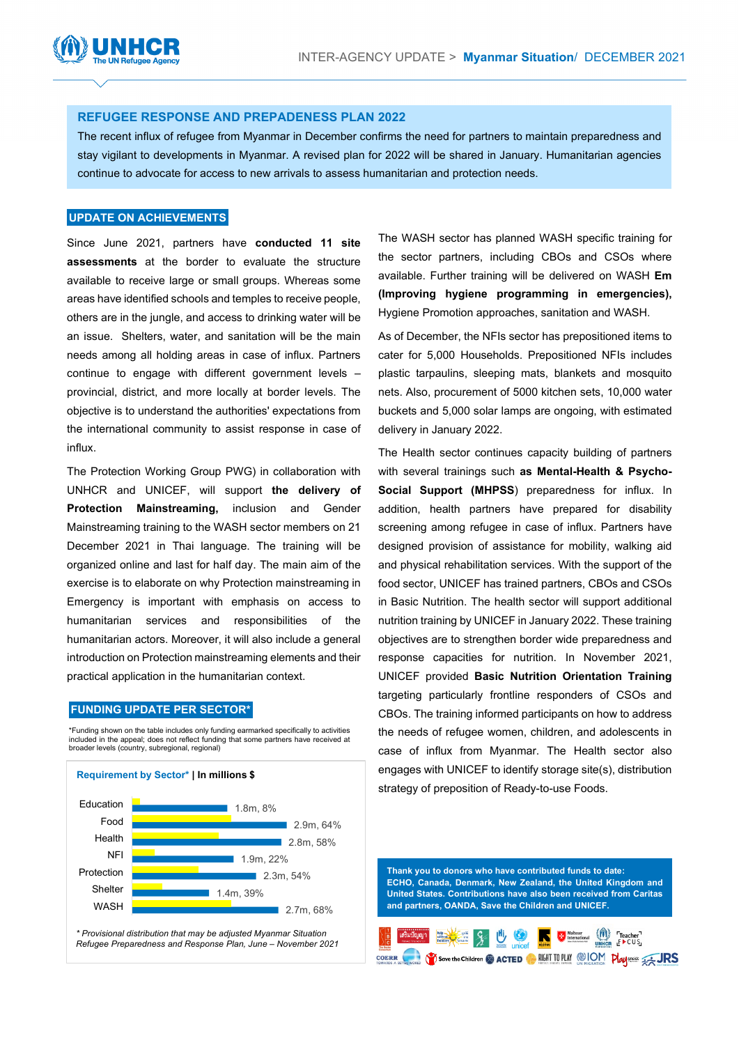## REFUGEE RESPONSE AND PREPADENESS PLAN 2022

The recent influx of refugee from Myanmar in December confirms the need for partners to maintain preparedness and stay vigilant to developments in Myanmar. A revised plan for 2022 will be shared in January. Humanitarian agencies continue to advocate for access to new arrivals to assess humanitarian and protection needs.

## UPDATE ON ACHIEVEMENTS

Since June 2021, partners have **conducted 11 site assessments** at the border to evaluate the structure available to receive large or small groups. Whereas some areas have identified schools and temples to receive people, others are in the jungle, and access to drinking water will be an issue. Shelters, water, and sanitation will be the main needs among all holding areas in case of influx. Partners continue to engage with different government levels – provincial, district, and more locally at border levels. The objective is to understand the authorities' expectations from the international community to assist response in case of influx.

The Protection Working Group PWG) in collaboration with UNHCR and UNICEF, will support **the delivery of Protection Mainstreaming,** inclusion and Gender Mainstreaming training to the WASH sector members on 21 December 2021 in Thai language. The training will be organized online and last for half day. The main aim of the exercise is to elaborate on why Protection mainstreaming in Emergency is important with emphasis on access to humanitarian services and responsibilities of the humanitarian actors. Moreover, it will also include a general introduction on Protection mainstreaming elements and their practical application in the humanitarian context.

## FUNDING UPDATE PER SECTOR*

*Funding shown on the table includes only funding earmarked specifically to activities included in the appeal; does not reflect funding that some partners have received at broader levels (country, subregional, regional)

**Requirement by Sector* | In millions $**

Education 1.8m, 8%
Food 2.9m, 64%
Health 2.8m, 58%
NFI 1.9m, 22%
Protection 2.3m, 54%
Shelter 1.4m, 39%
WASH 2.7m, 68%

*\* Provisional distribution that may be adjusted Myanmar Situation Refugee Preparedness and Response Plan, June – November 2021*

The WASH sector has planned WASH specific training for the sector partners, including CBOs and CSOs where available. Further training will be delivered on WASH **Em (Improving hygiene programming in emergencies),** Hygiene Promotion approaches, sanitation and WASH.

As of December, the NFIs sector has prepositioned items to cater for 5,000 Households. Prepositioned NFIs includes plastic tarpaulins, sleeping mats, blankets and mosquito nets. Also, procurement of 5000 kitchen sets, 10,000 water buckets and 5,000 solar lamps are ongoing, with estimated delivery in January 2022.

The Health sector continues capacity building of partners with several trainings such **as Mental-Health & Psycho-Social Support (MHPSS**) preparedness for influx. In addition, health partners have prepared for disability screening among refugee in case of influx. Partners have designed provision of assistance for mobility, walking aid and physical rehabilitation services. With the support of the food sector, UNICEF has trained partners, CBOs and CSOs in Basic Nutrition. The health sector will support additional nutrition training by UNICEF in January 2022. These training objectives are to strengthen border wide preparedness and response capacities for nutrition. In November 2021, UNICEF provided **Basic Nutrition Orientation Training** targeting particularly frontline responders of CSOs and CBOs. The training informed participants on how to address the needs of refugee women, children, and adolescents in case of influx from Myanmar. The Health sector also engages with UNICEF to identify storage site(s), distribution strategy of preposition of Ready-to-use Foods.

**Thank you to donors who have contributed funds to date: ECHO, Canada, Denmark, New Zealand, the United Kingdom and United States. Contributions have also been received from Caritas and partners, OANDA, Save the Children and UNICEF.**